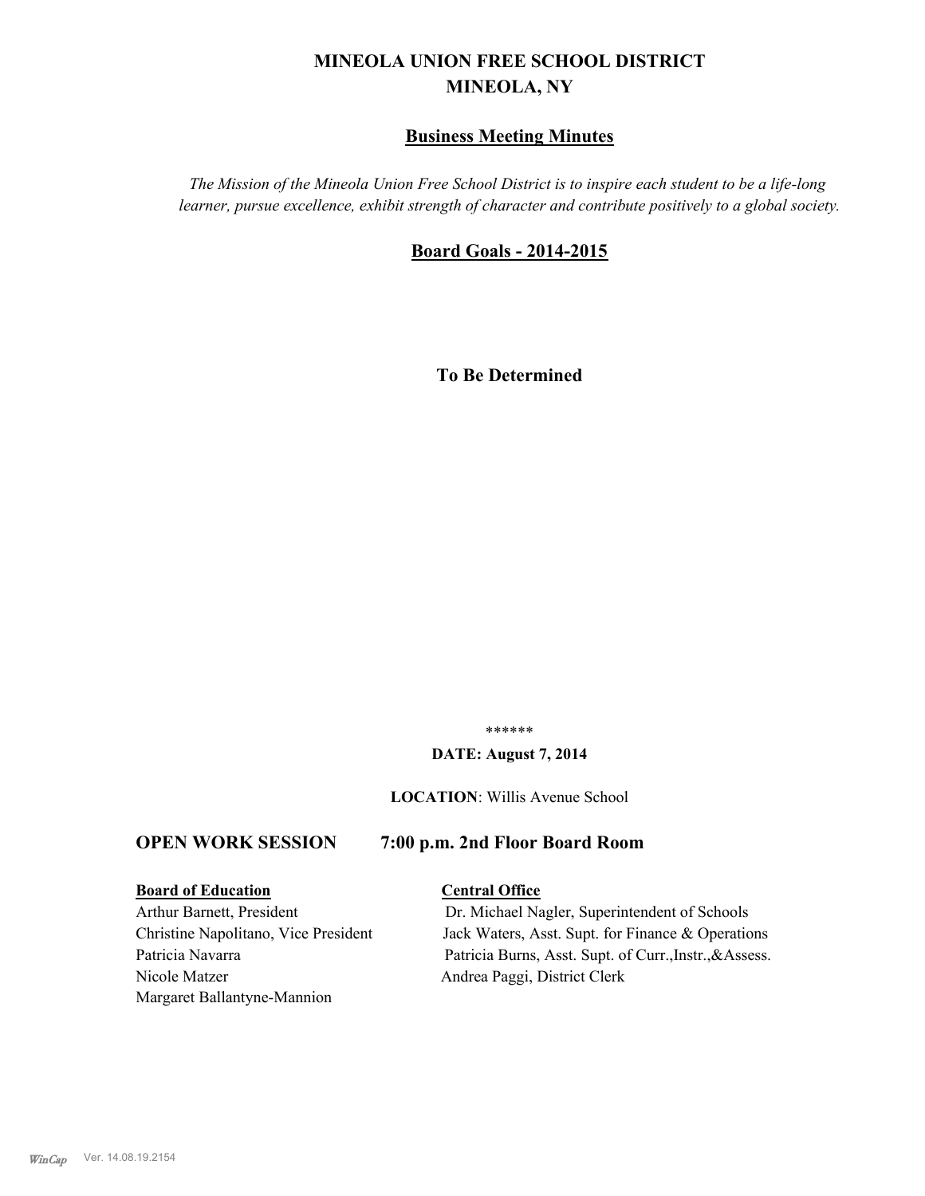# MINEOLA UNION FREE SCHOOL DISTRICT
# MINEOLA, NY

## Business Meeting Minutes

*The Mission of the Mineola Union Free School District is to inspire each student to be a life-long learner, pursue excellence, exhibit strength of character and contribute positively to a global society.*

## Board Goals - 2014-2015

**To Be Determined**

\*\*\*\*\*\*

**DATE: August 7, 2014**

**LOCATION**: Willis Avenue School

## OPEN WORK SESSION 7:00 p.m. 2nd Floor Board Room

**Board of Education**

Arthur Barnett, President
Christine Napolitano, Vice President
Patricia Navarra
Nicole Matzer
Margaret Ballantyne-Mannion

**Central Office**

Dr. Michael Nagler, Superintendent of Schools
Jack Waters, Asst. Supt. for Finance & Operations
Patricia Burns, Asst. Supt. of Curr.,Instr.,&Assess.
Andrea Paggi, District Clerk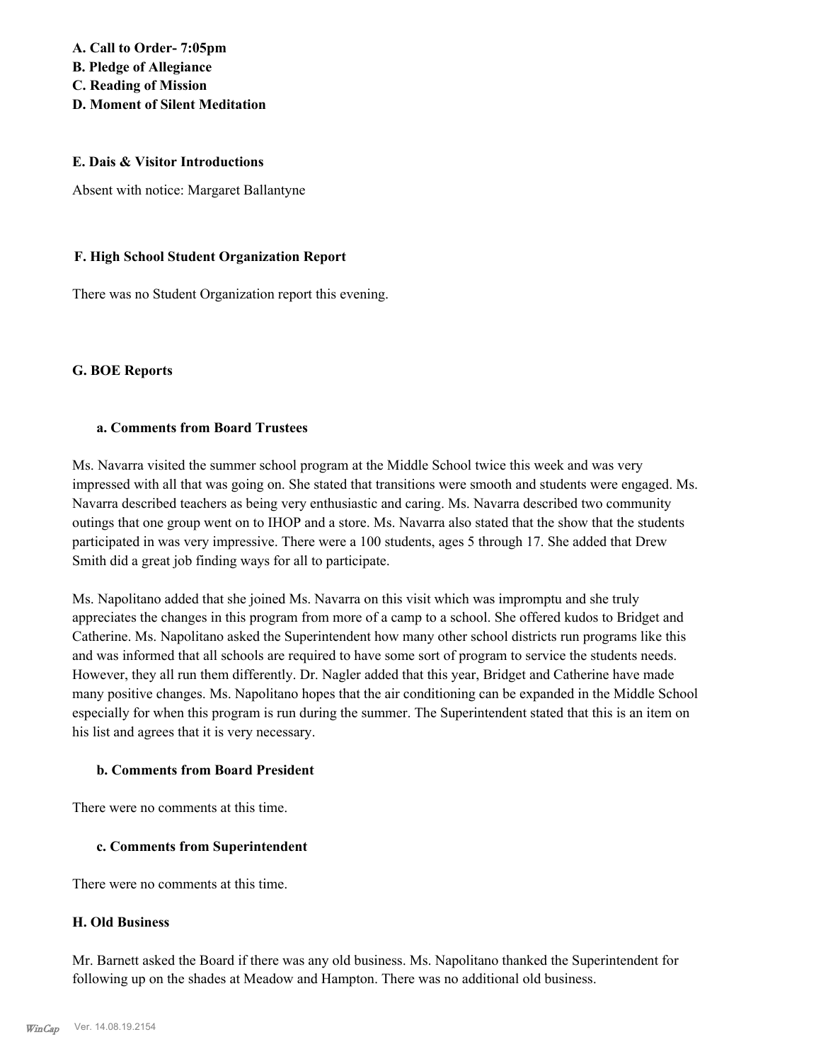**A. Call to Order- 7:05pm**
**B. Pledge of Allegiance**
**C. Reading of Mission**
**D. Moment of Silent Meditation**

**E. Dais & Visitor Introductions**

Absent with notice: Margaret Ballantyne

**F. High School Student Organization Report**

There was no Student Organization report this evening.

**G. BOE Reports**

**a. Comments from Board Trustees**

Ms. Navarra visited the summer school program at the Middle School twice this week and was very impressed with all that was going on. She stated that transitions were smooth and students were engaged. Ms. Navarra described teachers as being very enthusiastic and caring. Ms. Navarra described two community outings that one group went on to IHOP and a store. Ms. Navarra also stated that the show that the students participated in was very impressive. There were a 100 students, ages 5 through 17. She added that Drew Smith did a great job finding ways for all to participate.

Ms. Napolitano added that she joined Ms. Navarra on this visit which was impromptu and she truly appreciates the changes in this program from more of a camp to a school. She offered kudos to Bridget and Catherine. Ms. Napolitano asked the Superintendent how many other school districts run programs like this and was informed that all schools are required to have some sort of program to service the students needs. However, they all run them differently. Dr. Nagler added that this year, Bridget and Catherine have made many positive changes. Ms. Napolitano hopes that the air conditioning can be expanded in the Middle School especially for when this program is run during the summer. The Superintendent stated that this is an item on his list and agrees that it is very necessary.

**b. Comments from Board President**

There were no comments at this time.

**c. Comments from Superintendent**

There were no comments at this time.

**H. Old Business**

Mr. Barnett asked the Board if there was any old business. Ms. Napolitano thanked the Superintendent for following up on the shades at Meadow and Hampton. There was no additional old business.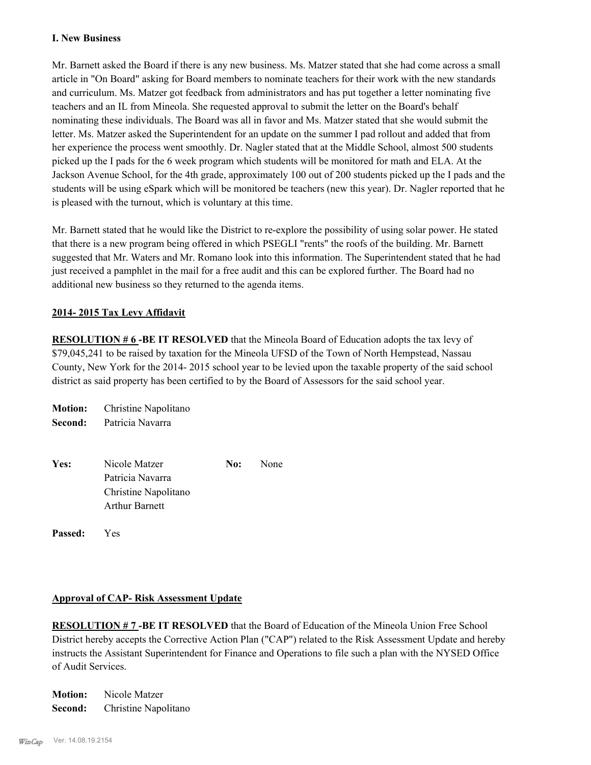**I. New Business**

Mr. Barnett asked the Board if there is any new business. Ms. Matzer stated that she had come across a small article in "On Board" asking for Board members to nominate teachers for their work with the new standards and curriculum. Ms. Matzer got feedback from administrators and has put together a letter nominating five teachers and an IL from Mineola. She requested approval to submit the letter on the Board's behalf nominating these individuals. The Board was all in favor and Ms. Matzer stated that she would submit the letter. Ms. Matzer asked the Superintendent for an update on the summer I pad rollout and added that from her experience the process went smoothly. Dr. Nagler stated that at the Middle School, almost 500 students picked up the I pads for the 6 week program which students will be monitored for math and ELA. At the Jackson Avenue School, for the 4th grade, approximately 100 out of 200 students picked up the I pads and the students will be using eSpark which will be monitored be teachers (new this year). Dr. Nagler reported that he is pleased with the turnout, which is voluntary at this time.

Mr. Barnett stated that he would like the District to re-explore the possibility of using solar power. He stated that there is a new program being offered in which PSEGLI "rents" the roofs of the building. Mr. Barnett suggested that Mr. Waters and Mr. Romano look into this information. The Superintendent stated that he had just received a pamphlet in the mail for a free audit and this can be explored further. The Board had no additional new business so they returned to the agenda items.

**2014- 2015 Tax Levy Affidavit**

**RESOLUTION # 6 -BE IT RESOLVED** that the Mineola Board of Education adopts the tax levy of $79,045,241 to be raised by taxation for the Mineola UFSD of the Town of North Hempstead, Nassau County, New York for the 2014- 2015 school year to be levied upon the taxable property of the said school district as said property has been certified to by the Board of Assessors for the said school year.

**Motion:** Christine Napolitano
**Second:** Patricia Navarra

**Yes:** Nicole Matzer, Patricia Navarra, Christine Napolitano, Arthur Barnett
**No:** None

**Passed:** Yes

**Approval of CAP- Risk Assessment Update**

**RESOLUTION # 7 -BE IT RESOLVED** that the Board of Education of the Mineola Union Free School District hereby accepts the Corrective Action Plan ("CAP") related to the Risk Assessment Update and hereby instructs the Assistant Superintendent for Finance and Operations to file such a plan with the NYSED Office of Audit Services.

**Motion:** Nicole Matzer
**Second:** Christine Napolitano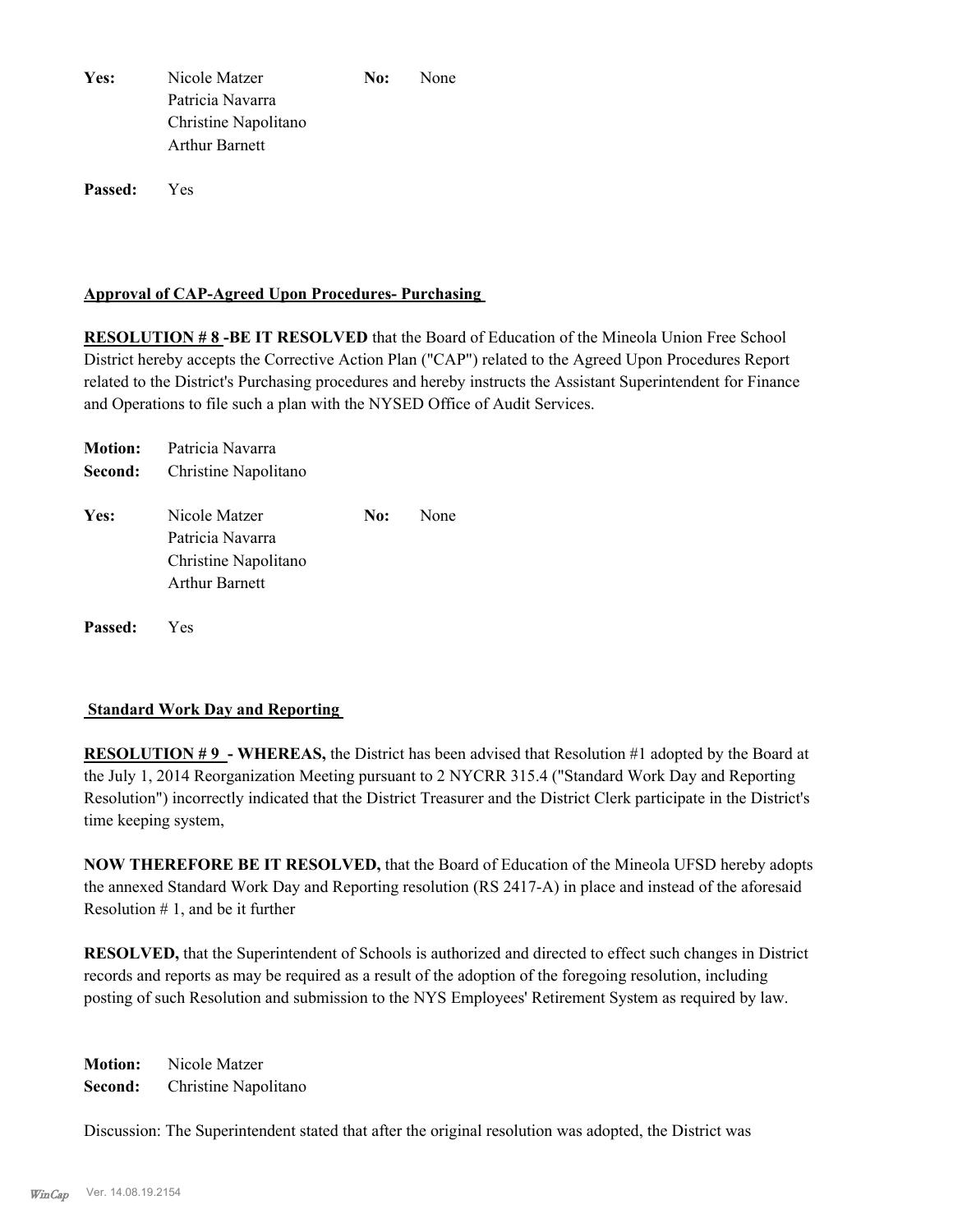**Yes:** Nicole Matzer
Patricia Navarra
Christine Napolitano
Arthur Barnett

**No:** None

**Passed:** Yes

**Approval of CAP-Agreed Upon Procedures- Purchasing**

**RESOLUTION # 8 -BE IT RESOLVED** that the Board of Education of the Mineola Union Free School District hereby accepts the Corrective Action Plan ("CAP") related to the Agreed Upon Procedures Report related to the District's Purchasing procedures and hereby instructs the Assistant Superintendent for Finance and Operations to file such a plan with the NYSED Office of Audit Services.

**Motion:** Patricia Navarra
**Second:** Christine Napolitano

**Yes:** Nicole Matzer
Patricia Navarra
Christine Napolitano
Arthur Barnett

**No:** None

**Passed:** Yes

**Standard Work Day and Reporting**

**RESOLUTION # 9 - WHEREAS,** the District has been advised that Resolution #1 adopted by the Board at the July 1, 2014 Reorganization Meeting pursuant to 2 NYCRR 315.4 ("Standard Work Day and Reporting Resolution") incorrectly indicated that the District Treasurer and the District Clerk participate in the District's time keeping system,

**NOW THEREFORE BE IT RESOLVED,** that the Board of Education of the Mineola UFSD hereby adopts the annexed Standard Work Day and Reporting resolution (RS 2417-A) in place and instead of the aforesaid Resolution # 1, and be it further

**RESOLVED,** that the Superintendent of Schools is authorized and directed to effect such changes in District records and reports as may be required as a result of the adoption of the foregoing resolution, including posting of such Resolution and submission to the NYS Employees' Retirement System as required by law.

**Motion:** Nicole Matzer
**Second:** Christine Napolitano

Discussion: The Superintendent stated that after the original resolution was adopted, the District was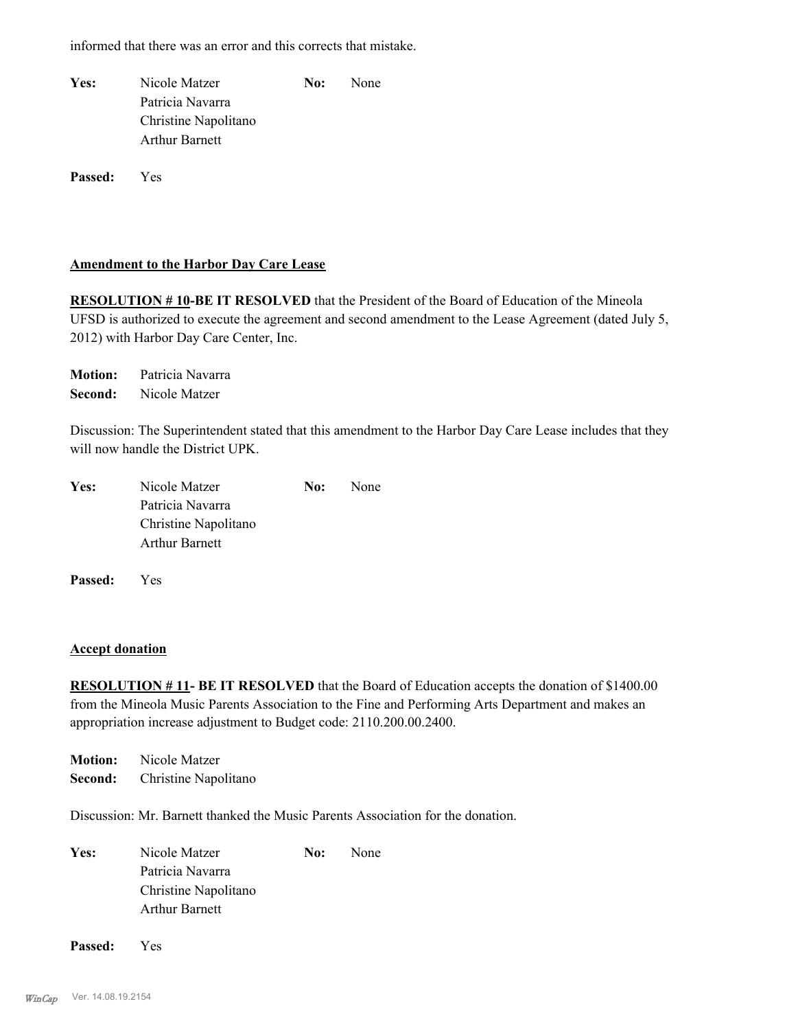informed that there was an error and this corrects that mistake.

| | | | |
|---|---|---|---|
| **Yes:** | Nicole Matzer | **No:** | None |
| | Patricia Navarra | | |
| | Christine Napolitano | | |
| | Arthur Barnett | | |

**Passed:** Yes

**Amendment to the Harbor Day Care Lease**

**RESOLUTION # 10-BE IT RESOLVED** that the President of the Board of Education of the Mineola UFSD is authorized to execute the agreement and second amendment to the Lease Agreement (dated July 5, 2012) with Harbor Day Care Center, Inc.

**Motion:** Patricia Navarra
**Second:** Nicole Matzer

Discussion: The Superintendent stated that this amendment to the Harbor Day Care Lease includes that they will now handle the District UPK.

| | | | |
|---|---|---|---|
| **Yes:** | Nicole Matzer | **No:** | None |
| | Patricia Navarra | | |
| | Christine Napolitano | | |
| | Arthur Barnett | | |

**Passed:** Yes

**Accept donation**

**RESOLUTION # 11- BE IT RESOLVED** that the Board of Education accepts the donation of $1400.00 from the Mineola Music Parents Association to the Fine and Performing Arts Department and makes an appropriation increase adjustment to Budget code: 2110.200.00.2400.

**Motion:** Nicole Matzer
**Second:** Christine Napolitano

Discussion: Mr. Barnett thanked the Music Parents Association for the donation.

| | | | |
|---|---|---|---|
| **Yes:** | Nicole Matzer | **No:** | None |
| | Patricia Navarra | | |
| | Christine Napolitano | | |
| | Arthur Barnett | | |

**Passed:** Yes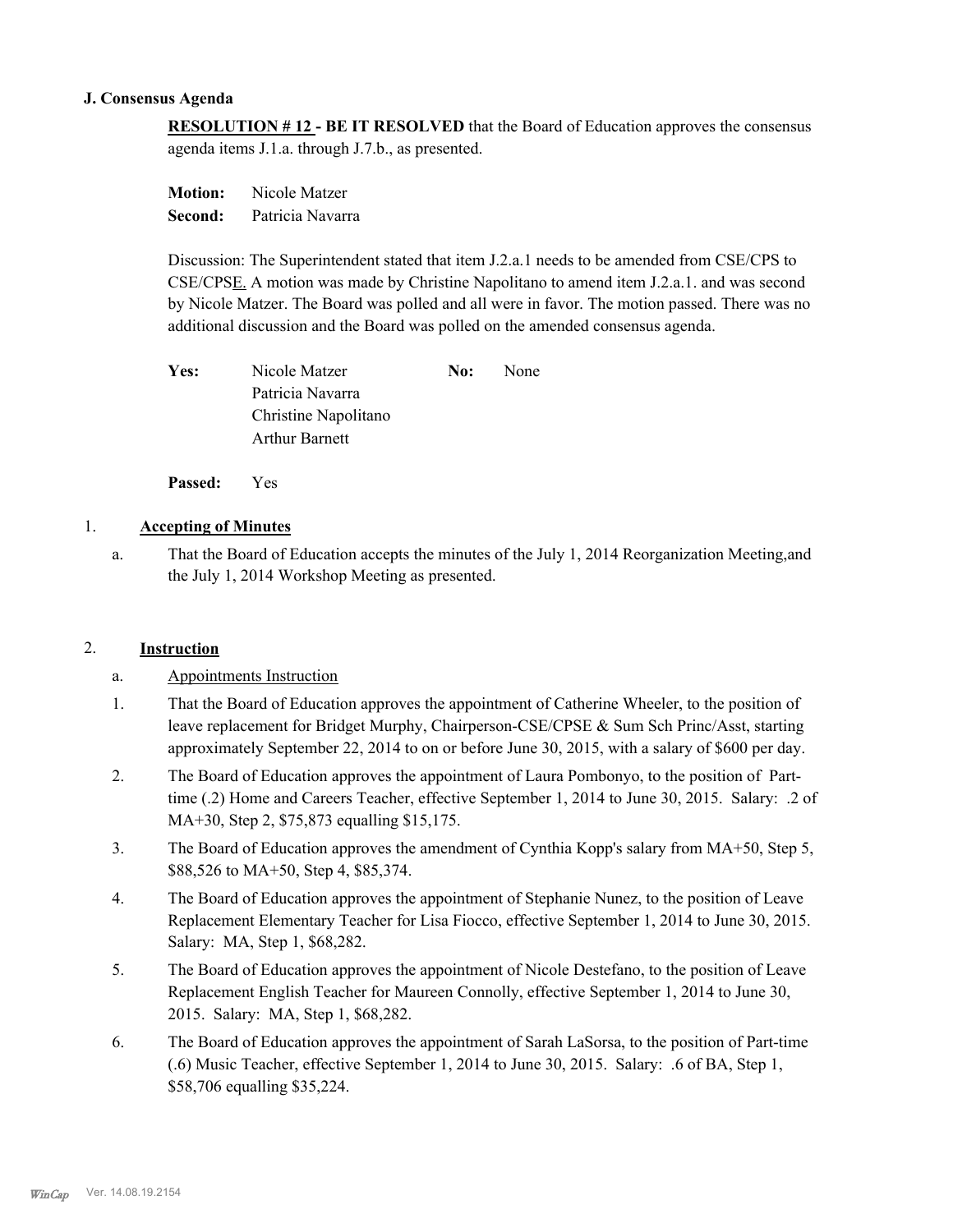### J. Consensus Agenda

**RESOLUTION # 12 - BE IT RESOLVED** that the Board of Education approves the consensus agenda items J.1.a. through J.7.b., as presented.

**Motion:** Nicole Matzer
**Second:** Patricia Navarra

Discussion: The Superintendent stated that item J.2.a.1 needs to be amended from CSE/CPS to CSE/CPSE. A motion was made by Christine Napolitano to amend item J.2.a.1. and was second by Nicole Matzer. The Board was polled and all were in favor. The motion passed. There was no additional discussion and the Board was polled on the amended consensus agenda.

| **Yes:** | Nicole Matzer | **No:** | None |
|---|---|---|---|
| | Patricia Navarra | | |
| | Christine Napolitano | | |
| | Arthur Barnett | | |

**Passed:** Yes

1. **Accepting of Minutes**

   a. That the Board of Education accepts the minutes of the July 1, 2014 Reorganization Meeting,and the July 1, 2014 Workshop Meeting as presented.

2. **Instruction**

   a. Appointments Instruction

   1. That the Board of Education approves the appointment of Catherine Wheeler, to the position of leave replacement for Bridget Murphy, Chairperson-CSE/CPSE & Sum Sch Princ/Asst, starting approximately September 22, 2014 to on or before June 30, 2015, with a salary of $600 per day.
   2. The Board of Education approves the appointment of Laura Pombonyo, to the position of Part-time (.2) Home and Careers Teacher, effective September 1, 2014 to June 30, 2015. Salary: .2 of MA+30, Step 2, $75,873 equalling $15,175.
   3. The Board of Education approves the amendment of Cynthia Kopp's salary from MA+50, Step 5, $88,526 to MA+50, Step 4, $85,374.
   4. The Board of Education approves the appointment of Stephanie Nunez, to the position of Leave Replacement Elementary Teacher for Lisa Fiocco, effective September 1, 2014 to June 30, 2015. Salary: MA, Step 1, $68,282.
   5. The Board of Education approves the appointment of Nicole Destefano, to the position of Leave Replacement English Teacher for Maureen Connolly, effective September 1, 2014 to June 30, 2015. Salary: MA, Step 1, $68,282.
   6. The Board of Education approves the appointment of Sarah LaSorsa, to the position of Part-time (.6) Music Teacher, effective September 1, 2014 to June 30, 2015. Salary: .6 of BA, Step 1, $58,706 equalling $35,224.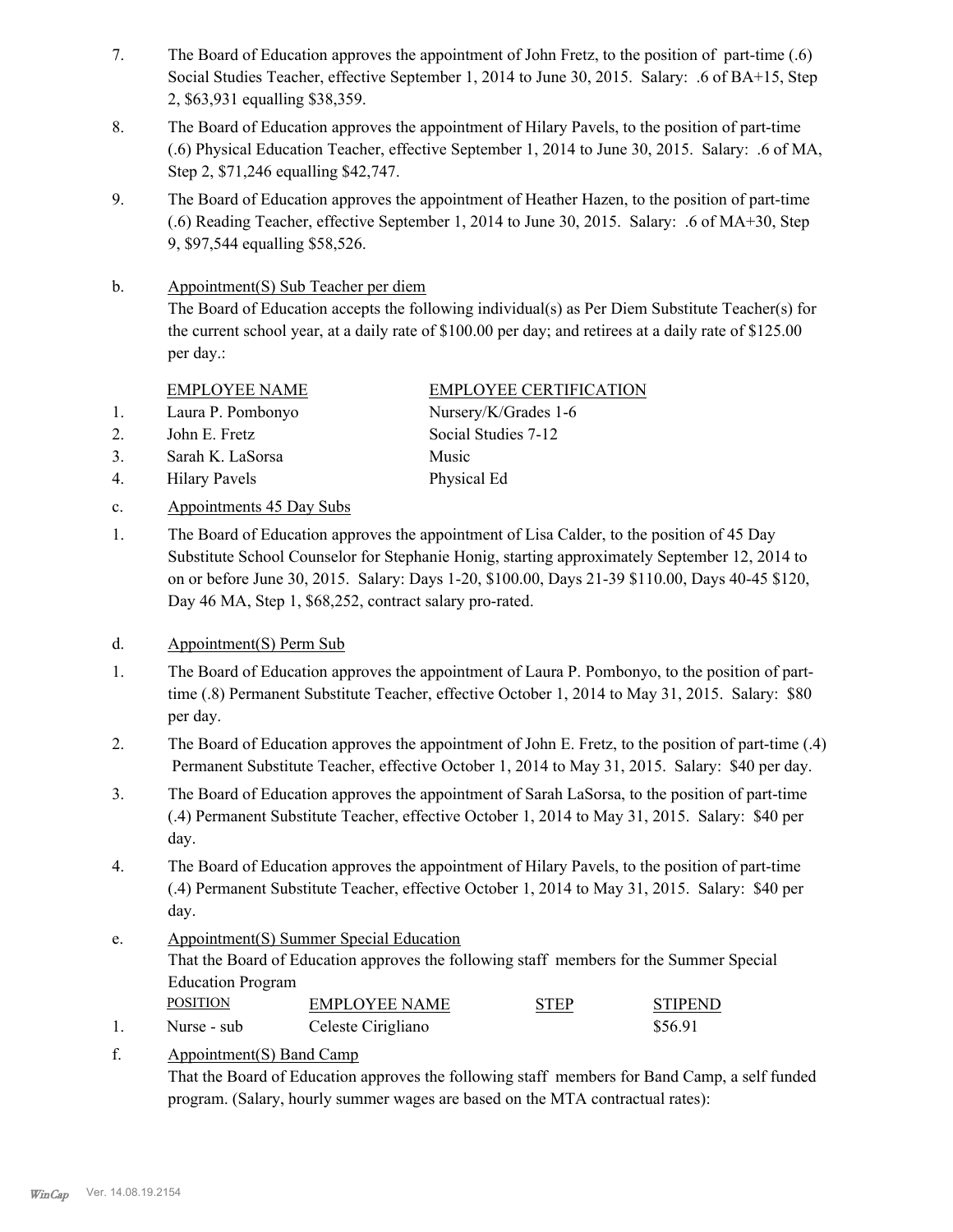7. The Board of Education approves the appointment of John Fretz, to the position of part-time (.6) Social Studies Teacher, effective September 1, 2014 to June 30, 2015. Salary: .6 of BA+15, Step 2, $63,931 equalling $38,359.

8. The Board of Education approves the appointment of Hilary Pavels, to the position of part-time (.6) Physical Education Teacher, effective September 1, 2014 to June 30, 2015. Salary: .6 of MA, Step 2, $71,246 equalling $42,747.

9. The Board of Education approves the appointment of Heather Hazen, to the position of part-time (.6) Reading Teacher, effective September 1, 2014 to June 30, 2015. Salary: .6 of MA+30, Step 9, $97,544 equalling $58,526.

b. Appointment(S) Sub Teacher per diem

The Board of Education accepts the following individual(s) as Per Diem Substitute Teacher(s) for the current school year, at a daily rate of $100.00 per day; and retirees at a daily rate of $125.00 per day.:

| | EMPLOYEE NAME | EMPLOYEE CERTIFICATION |
|---|---|---|
| 1. | Laura P. Pombonyo | Nursery/K/Grades 1-6 |
| 2. | John E. Fretz | Social Studies 7-12 |
| 3. | Sarah K. LaSorsa | Music |
| 4. | Hilary Pavels | Physical Ed |

c. Appointments 45 Day Subs

1. The Board of Education approves the appointment of Lisa Calder, to the position of 45 Day Substitute School Counselor for Stephanie Honig, starting approximately September 12, 2014 to on or before June 30, 2015. Salary: Days 1-20, $100.00, Days 21-39 $110.00, Days 40-45 $120, Day 46 MA, Step 1, $68,252, contract salary pro-rated.

d. Appointment(S) Perm Sub

1. The Board of Education approves the appointment of Laura P. Pombonyo, to the position of part-time (.8) Permanent Substitute Teacher, effective October 1, 2014 to May 31, 2015. Salary: $80 per day.

2. The Board of Education approves the appointment of John E. Fretz, to the position of part-time (.4) Permanent Substitute Teacher, effective October 1, 2014 to May 31, 2015. Salary: $40 per day.

3. The Board of Education approves the appointment of Sarah LaSorsa, to the position of part-time (.4) Permanent Substitute Teacher, effective October 1, 2014 to May 31, 2015. Salary: $40 per day.

4. The Board of Education approves the appointment of Hilary Pavels, to the position of part-time (.4) Permanent Substitute Teacher, effective October 1, 2014 to May 31, 2015. Salary: $40 per day.

e. Appointment(S) Summer Special Education

That the Board of Education approves the following staff members for the Summer Special Education Program

| | POSITION | EMPLOYEE NAME | STEP | STIPEND |
|---|---|---|---|---|
| 1. | Nurse - sub | Celeste Cirigliano | | $56.91 |

f. Appointment(S) Band Camp

That the Board of Education approves the following staff members for Band Camp, a self funded program. (Salary, hourly summer wages are based on the MTA contractual rates):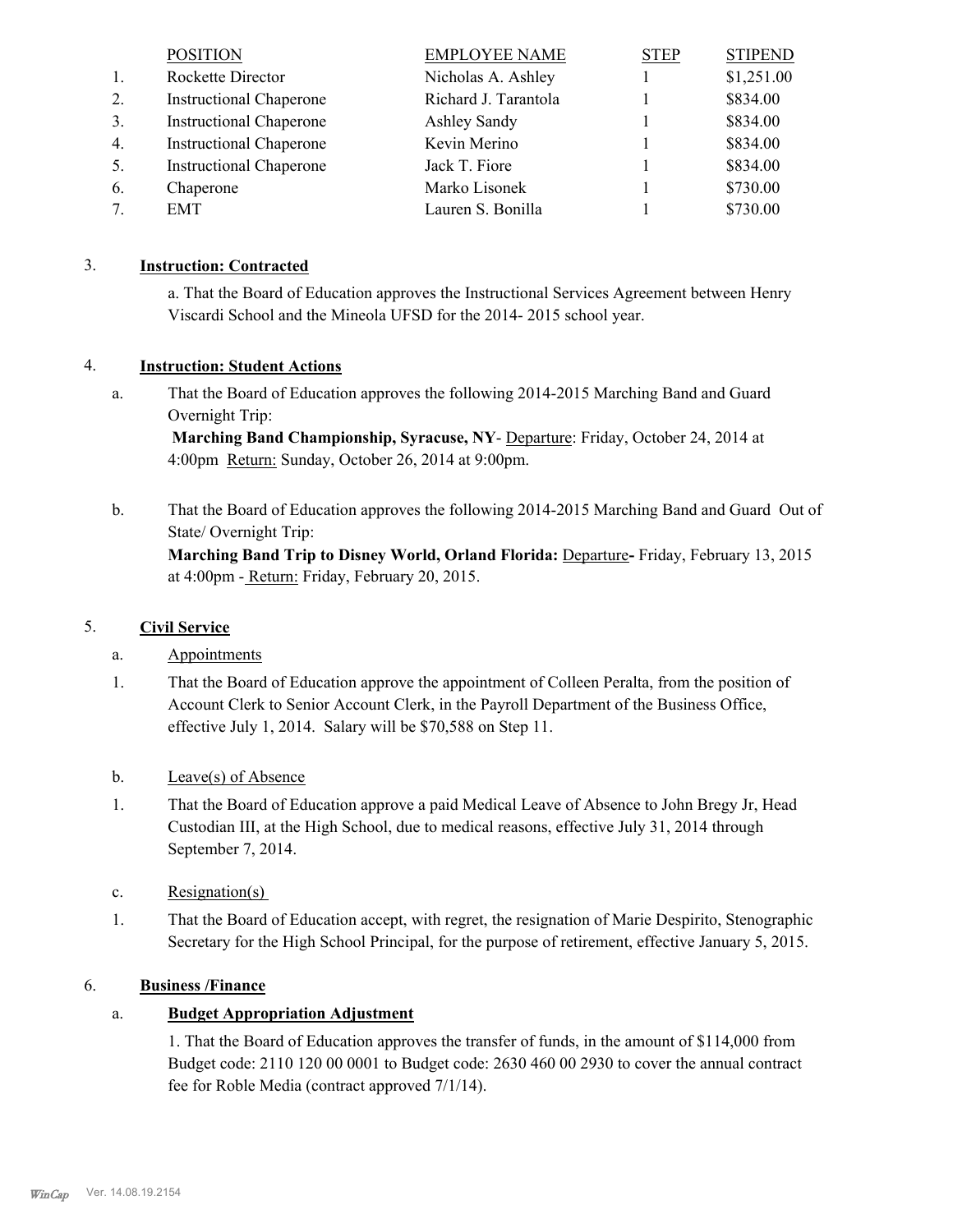| | POSITION | EMPLOYEE NAME | STEP | STIPEND |
|---|---|---|---|---|
| 1. | Rockette Director | Nicholas A. Ashley | 1 | $1,251.00 |
| 2. | Instructional Chaperone | Richard J. Tarantola | 1 | $834.00 |
| 3. | Instructional Chaperone | Ashley Sandy | 1 | $834.00 |
| 4. | Instructional Chaperone | Kevin Merino | 1 | $834.00 |
| 5. | Instructional Chaperone | Jack T. Fiore | 1 | $834.00 |
| 6. | Chaperone | Marko Lisonek | 1 | $730.00 |
| 7. | EMT | Lauren S. Bonilla | 1 | $730.00 |

3. **Instruction: Contracted**

a. That the Board of Education approves the Instructional Services Agreement between Henry Viscardi School and the Mineola UFSD for the 2014- 2015 school year.

4. **Instruction: Student Actions**

a. That the Board of Education approves the following 2014-2015 Marching Band and Guard Overnight Trip:
**Marching Band Championship, Syracuse, NY**- Departure: Friday, October 24, 2014 at 4:00pm Return: Sunday, October 26, 2014 at 9:00pm.

b. That the Board of Education approves the following 2014-2015 Marching Band and Guard Out of State/ Overnight Trip:
**Marching Band Trip to Disney World, Orland Florida:** Departure**-** Friday, February 13, 2015 at 4:00pm - Return: Friday, February 20, 2015.

5. **Civil Service**

a. Appointments

1. That the Board of Education approve the appointment of Colleen Peralta, from the position of Account Clerk to Senior Account Clerk, in the Payroll Department of the Business Office, effective July 1, 2014. Salary will be $70,588 on Step 11.

b. Leave(s) of Absence

1. That the Board of Education approve a paid Medical Leave of Absence to John Bregy Jr, Head Custodian III, at the High School, due to medical reasons, effective July 31, 2014 through September 7, 2014.

c. Resignation(s)

1. That the Board of Education accept, with regret, the resignation of Marie Despirito, Stenographic Secretary for the High School Principal, for the purpose of retirement, effective January 5, 2015.

6. **Business /Finance**

a. **Budget Appropriation Adjustment**

1. That the Board of Education approves the transfer of funds, in the amount of $114,000 from Budget code: 2110 120 00 0001 to Budget code: 2630 460 00 2930 to cover the annual contract fee for Roble Media (contract approved 7/1/14).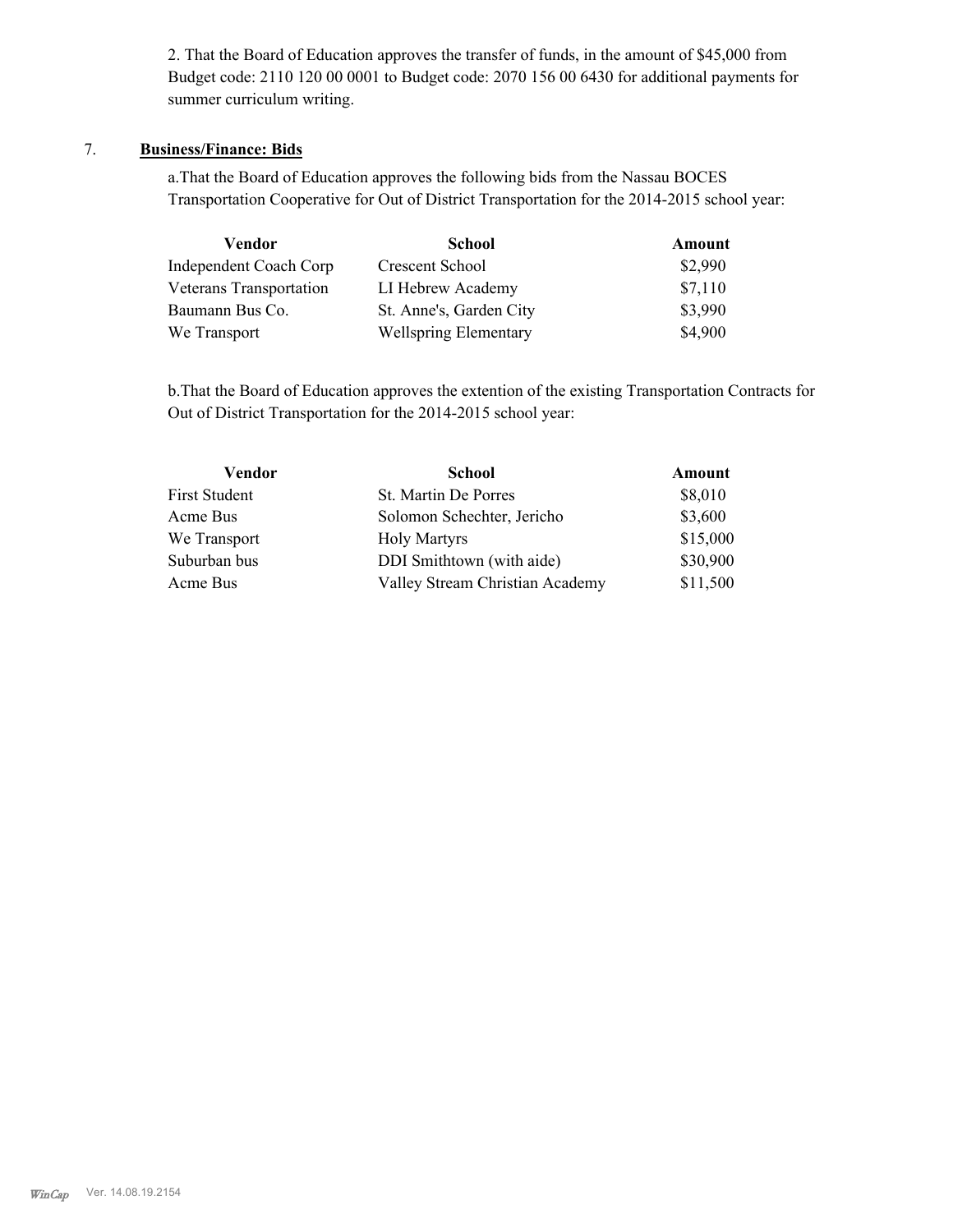2. That the Board of Education approves the transfer of funds, in the amount of $45,000 from Budget code: 2110 120 00 0001 to Budget code: 2070 156 00 6430 for additional payments for summer curriculum writing.

7. **Business/Finance: Bids**

a.That the Board of Education approves the following bids from the Nassau BOCES Transportation Cooperative for Out of District Transportation for the 2014-2015 school year:

| Vendor | School | Amount |
|---|---|---|
| Independent Coach Corp | Crescent School | $2,990 |
| Veterans Transportation | LI Hebrew Academy | $7,110 |
| Baumann Bus Co. | St. Anne's, Garden City | $3,990 |
| We Transport | Wellspring Elementary | $4,900 |

b.That the Board of Education approves the extention of the existing Transportation Contracts for Out of District Transportation for the 2014-2015 school year:

| Vendor | School | Amount |
|---|---|---|
| First Student | St. Martin De Porres | $8,010 |
| Acme Bus | Solomon Schechter, Jericho | $3,600 |
| We Transport | Holy Martyrs | $15,000 |
| Suburban bus | DDI Smithtown (with aide) | $30,900 |
| Acme Bus | Valley Stream Christian Academy | $11,500 |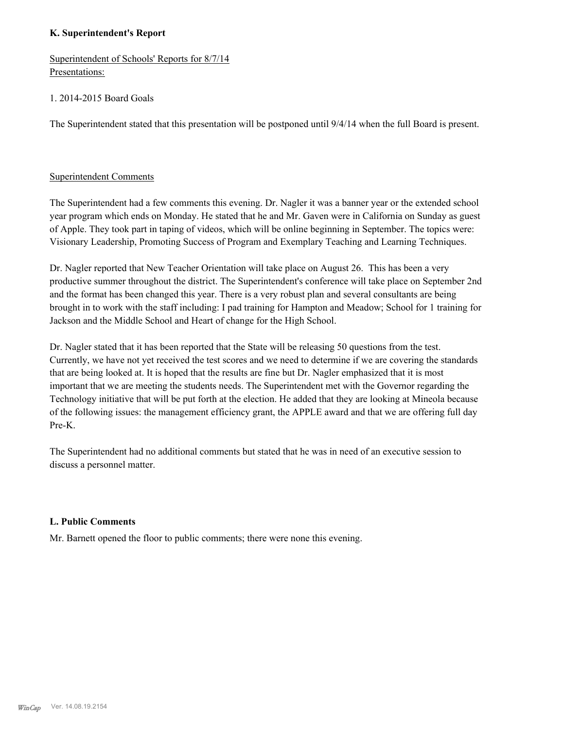**K. Superintendent's Report**

Superintendent of Schools' Reports for 8/7/14
Presentations:

1. 2014-2015 Board Goals

The Superintendent stated that this presentation will be postponed until 9/4/14 when the full Board is present.

Superintendent Comments

The Superintendent had a few comments this evening. Dr. Nagler it was a banner year or the extended school year program which ends on Monday. He stated that he and Mr. Gaven were in California on Sunday as guest of Apple. They took part in taping of videos, which will be online beginning in September. The topics were: Visionary Leadership, Promoting Success of Program and Exemplary Teaching and Learning Techniques.

Dr. Nagler reported that New Teacher Orientation will take place on August 26. This has been a very productive summer throughout the district. The Superintendent's conference will take place on September 2nd and the format has been changed this year. There is a very robust plan and several consultants are being brought in to work with the staff including: I pad training for Hampton and Meadow; School for 1 training for Jackson and the Middle School and Heart of change for the High School.

Dr. Nagler stated that it has been reported that the State will be releasing 50 questions from the test. Currently, we have not yet received the test scores and we need to determine if we are covering the standards that are being looked at. It is hoped that the results are fine but Dr. Nagler emphasized that it is most important that we are meeting the students needs. The Superintendent met with the Governor regarding the Technology initiative that will be put forth at the election. He added that they are looking at Mineola because of the following issues: the management efficiency grant, the APPLE award and that we are offering full day Pre-K.

The Superintendent had no additional comments but stated that he was in need of an executive session to discuss a personnel matter.

**L. Public Comments**

Mr. Barnett opened the floor to public comments; there were none this evening.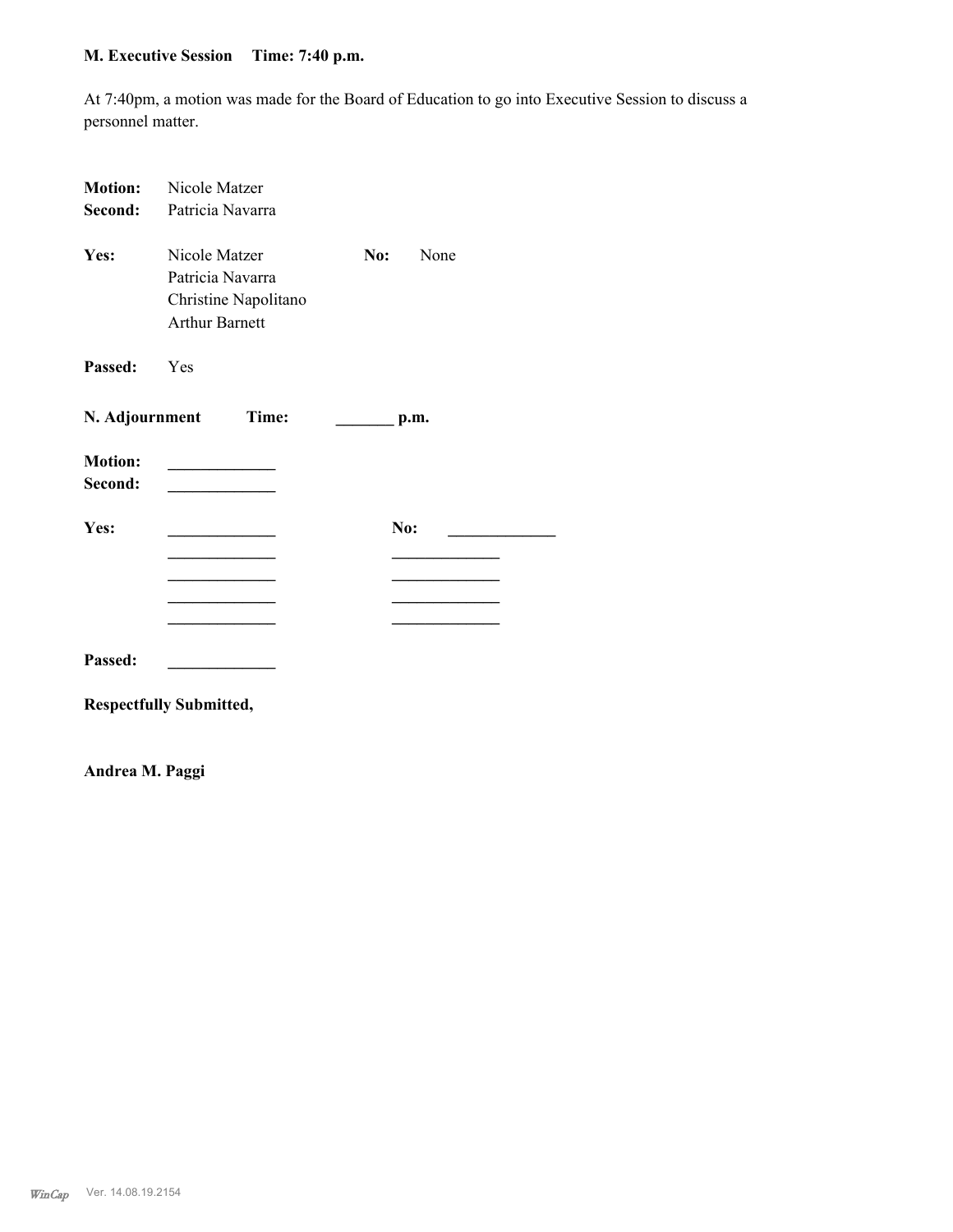**M. Executive Session Time: 7:40 p.m.**

At 7:40pm, a motion was made for the Board of Education to go into Executive Session to discuss a personnel matter.

| | | | |
|---|---|---|---|
| **Motion:** | Nicole Matzer | | |
| **Second:** | Patricia Navarra | | |
| **Yes:** | Nicole Matzer | **No:** | None |
| | Patricia Navarra | | |
| | Christine Napolitano | | |
| | Arthur Barnett | | |
| **Passed:** | Yes | | |

**N. Adjournment Time: _______ p.m.**

| | | | |
|---|---|---|---|
| **Motion:** | _____________ | | |
| **Second:** | _____________ | | |
| **Yes:** | _____________ | **No:** | _____________ |
| | _____________ | | _____________ |
| | _____________ | | _____________ |
| | _____________ | | _____________ |
| | _____________ | | _____________ |
| **Passed:** | _____________ | | |

**Respectfully Submitted,**

**Andrea M. Paggi**